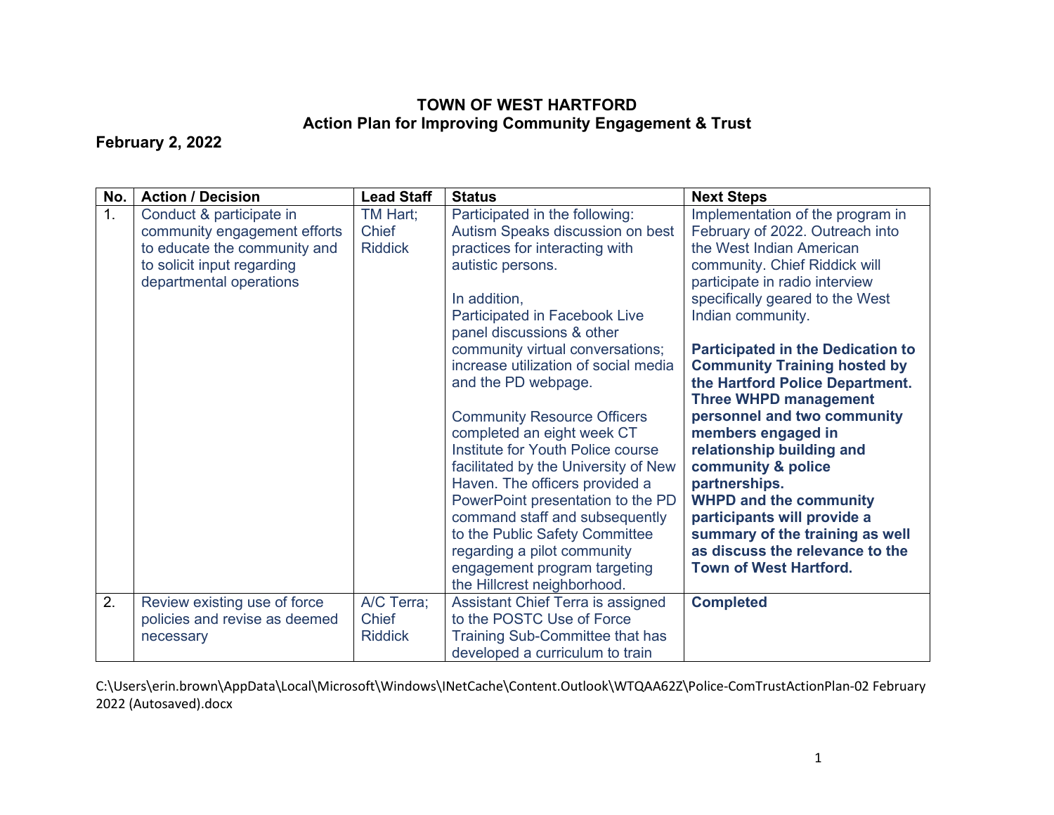# TOWN OF WEST HARTFORD
## Action Plan for Improving Community Engagement & Trust

**February 2, 2022**

| No. | Action / Decision | Lead Staff | Status | Next Steps |
|---|---|---|---|---|
| 1. | Conduct & participate in community engagement efforts to educate the community and to solicit input regarding departmental operations | TM Hart; Chief Riddick | Participated in the following: Autism Speaks discussion on best practices for interacting with autistic persons.<br><br>In addition, Participated in Facebook Live panel discussions & other community virtual conversations; increase utilization of social media and the PD webpage.<br><br>Community Resource Officers completed an eight week CT Institute for Youth Police course facilitated by the University of New Haven. The officers provided a PowerPoint presentation to the PD command staff and subsequently to the Public Safety Committee regarding a pilot community engagement program targeting the Hillcrest neighborhood. | Implementation of the program in February of 2022. Outreach into the West Indian American community. Chief Riddick will participate in radio interview specifically geared to the West Indian community.<br><br>**Participated in the Dedication to Community Training hosted by the Hartford Police Department. Three WHPD management personnel and two community members engaged in relationship building and community & police partnerships. WHPD and the community participants will provide a summary of the training as well as discuss the relevance to the Town of West Hartford.** |
| 2. | Review existing use of force policies and revise as deemed necessary | A/C Terra; Chief Riddick | Assistant Chief Terra is assigned to the POSTC Use of Force Training Sub-Committee that has developed a curriculum to train | **Completed** |

C:\Users\erin.brown\AppData\Local\Microsoft\Windows\INetCache\Content.Outlook\WTQAA62Z\Police-ComTrustActionPlan-02 February 2022 (Autosaved).docx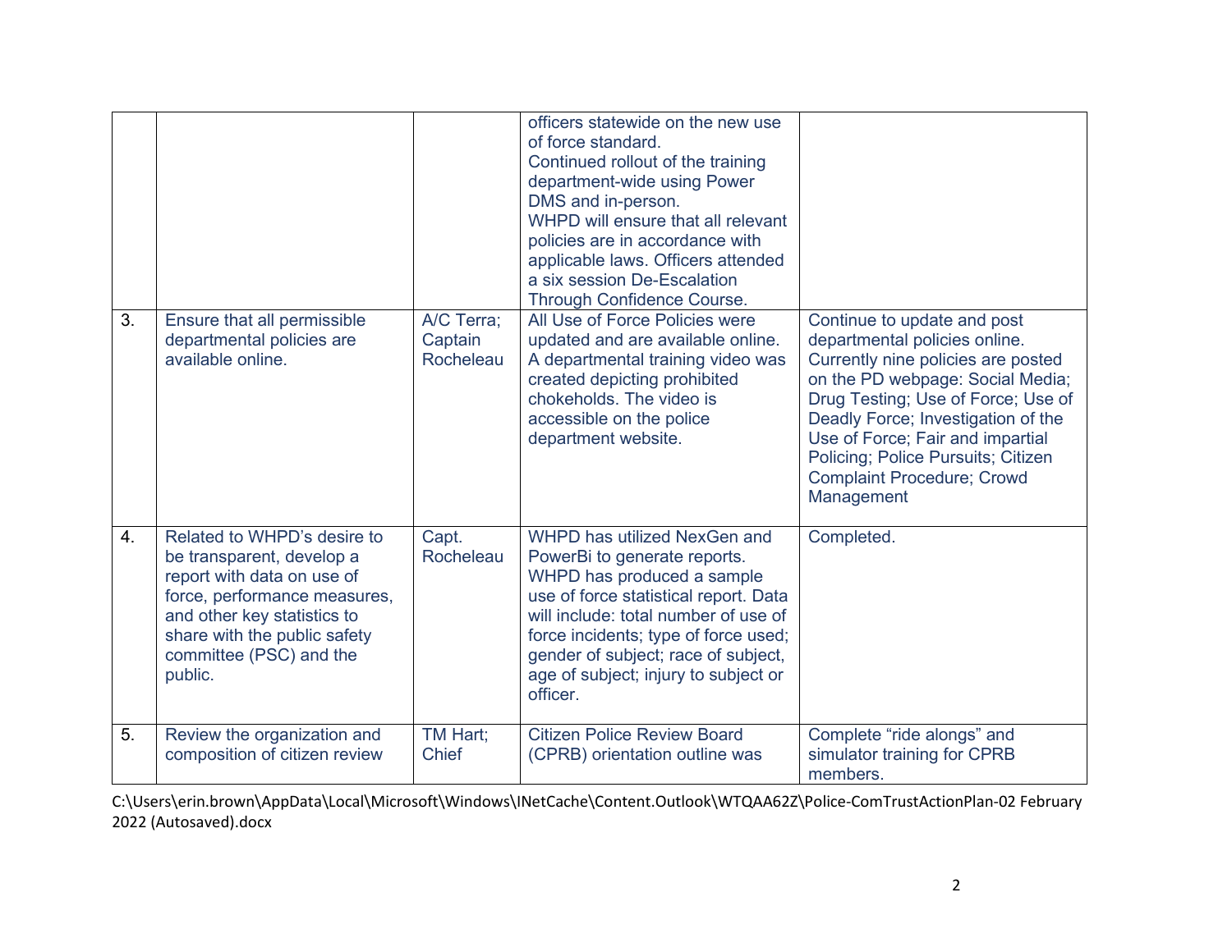| | | | | |
|---|---|---|---|---|
| | | | officers statewide on the new use of force standard. Continued rollout of the training department-wide using Power DMS and in-person. WHPD will ensure that all relevant policies are in accordance with applicable laws. Officers attended a six session De-Escalation Through Confidence Course. | |
| 3. | Ensure that all permissible departmental policies are available online. | A/C Terra; Captain Rocheleau | All Use of Force Policies were updated and are available online. A departmental training video was created depicting prohibited chokeholds. The video is accessible on the police department website. | Continue to update and post departmental policies online. Currently nine policies are posted on the PD webpage: Social Media; Drug Testing; Use of Force; Use of Deadly Force; Investigation of the Use of Force; Fair and impartial Policing; Police Pursuits; Citizen Complaint Procedure; Crowd Management |
| 4. | Related to WHPD's desire to be transparent, develop a report with data on use of force, performance measures, and other key statistics to share with the public safety committee (PSC) and the public. | Capt. Rocheleau | WHPD has utilized NexGen and PowerBi to generate reports. WHPD has produced a sample use of force statistical report. Data will include: total number of use of force incidents; type of force used; gender of subject; race of subject, age of subject; injury to subject or officer. | Completed. |
| 5. | Review the organization and composition of citizen review | TM Hart; Chief | Citizen Police Review Board (CPRB) orientation outline was | Complete "ride alongs" and simulator training for CPRB members. |

C:\Users\erin.brown\AppData\Local\Microsoft\Windows\INetCache\Content.Outlook\WTQAA62Z\Police-ComTrustActionPlan-02 February 2022 (Autosaved).docx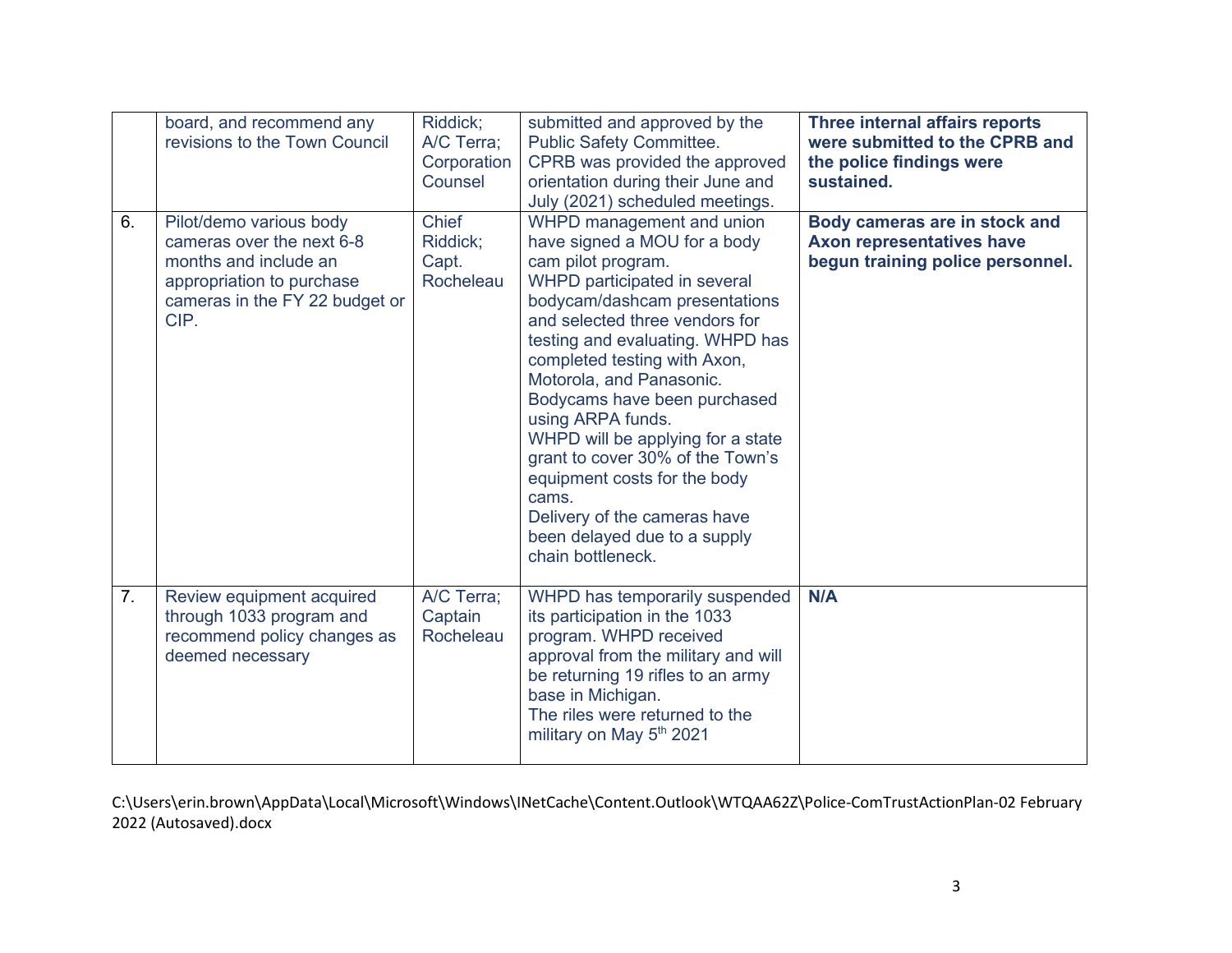| | | | | |
|---|---|---|---|---|
| | board, and recommend any revisions to the Town Council | Riddick; A/C Terra; Corporation Counsel | submitted and approved by the Public Safety Committee.<br>CPRB was provided the approved orientation during their June and July (2021) scheduled meetings. | **Three internal affairs reports were submitted to the CPRB and the police findings were sustained.** |
| 6. | Pilot/demo various body cameras over the next 6-8 months and include an appropriation to purchase cameras in the FY 22 budget or CIP. | Chief Riddick; Capt. Rocheleau | WHPD management and union have signed a MOU for a body cam pilot program.<br>WHPD participated in several bodycam/dashcam presentations and selected three vendors for testing and evaluating. WHPD has completed testing with Axon, Motorola, and Panasonic.<br>Bodycams have been purchased using ARPA funds.<br>WHPD will be applying for a state grant to cover 30% of the Town's equipment costs for the body cams.<br>Delivery of the cameras have been delayed due to a supply chain bottleneck. | **Body cameras are in stock and Axon representatives have begun training police personnel.** |
| 7. | Review equipment acquired through 1033 program and recommend policy changes as deemed necessary | A/C Terra; Captain Rocheleau | WHPD has temporarily suspended its participation in the 1033 program. WHPD received approval from the military and will be returning 19 rifles to an army base in Michigan.<br>The riles were returned to the military on May 5th 2021 | **N/A** |

C:\Users\erin.brown\AppData\Local\Microsoft\Windows\INetCache\Content.Outlook\WTQAA62Z\Police-ComTrustActionPlan-02 February 2022 (Autosaved).docx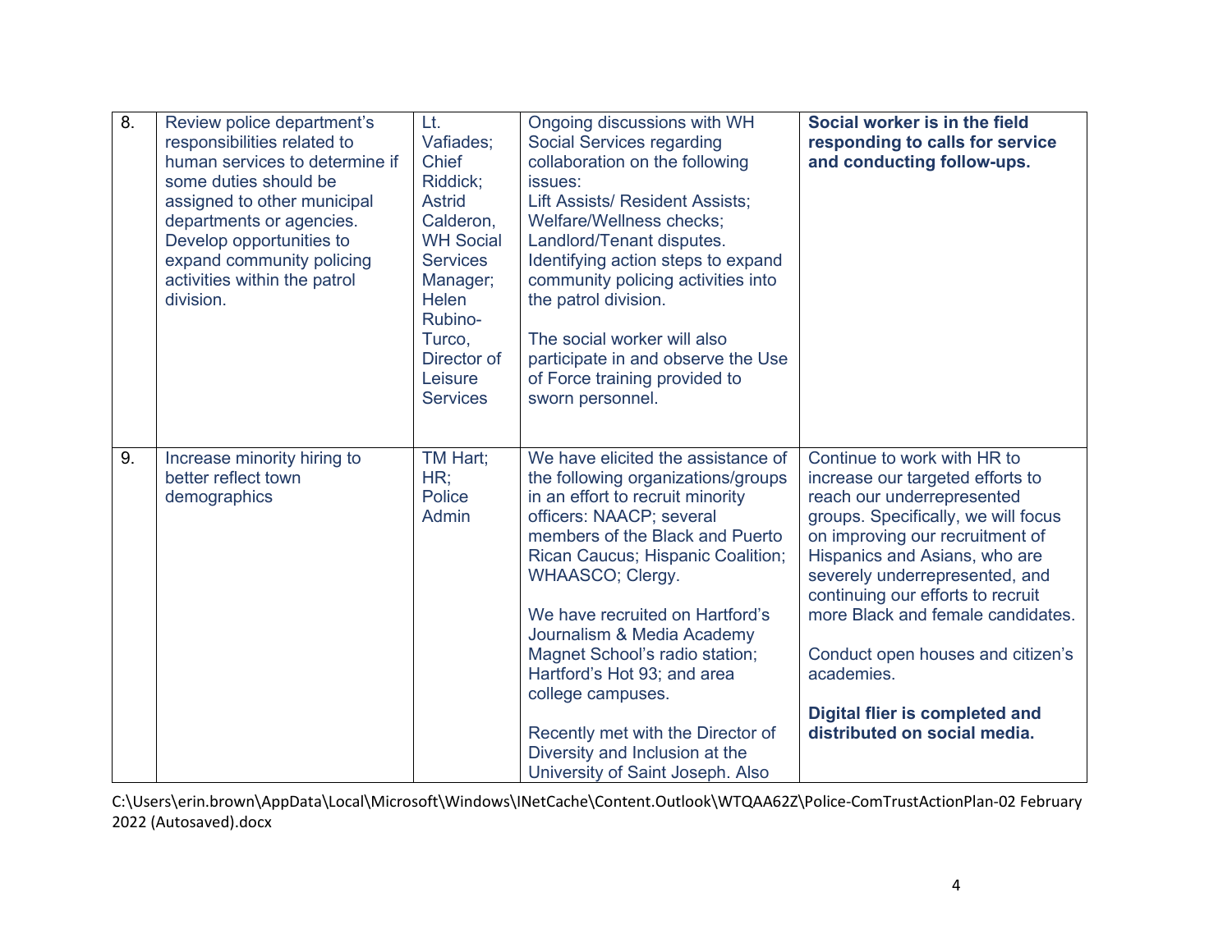| 8. | Review police department's responsibilities related to human services to determine if some duties should be assigned to other municipal departments or agencies. Develop opportunities to expand community policing activities within the patrol division. | Lt. Vafiades; Chief Riddick; Astrid Calderon, WH Social Services Manager; Helen Rubino-Turco, Director of Leisure Services | Ongoing discussions with WH Social Services regarding collaboration on the following issues: Lift Assists/ Resident Assists; Welfare/Wellness checks; Landlord/Tenant disputes. Identifying action steps to expand community policing activities into the patrol division.<br><br>The social worker will also participate in and observe the Use of Force training provided to sworn personnel. | **Social worker is in the field responding to calls for service and conducting follow-ups.** |
|---|---|---|---|---|
| 9. | Increase minority hiring to better reflect town demographics | TM Hart; HR; Police Admin | We have elicited the assistance of the following organizations/groups in an effort to recruit minority officers: NAACP; several members of the Black and Puerto Rican Caucus; Hispanic Coalition; WHAASCO; Clergy.<br><br>We have recruited on Hartford's Journalism & Media Academy Magnet School's radio station; Hartford's Hot 93; and area college campuses.<br><br>Recently met with the Director of Diversity and Inclusion at the University of Saint Joseph. Also | Continue to work with HR to increase our targeted efforts to reach our underrepresented groups. Specifically, we will focus on improving our recruitment of Hispanics and Asians, who are severely underrepresented, and continuing our efforts to recruit more Black and female candidates.<br><br>Conduct open houses and citizen's academies.<br><br>**Digital flier is completed and distributed on social media.** |

C:\Users\erin.brown\AppData\Local\Microsoft\Windows\INetCache\Content.Outlook\WTQAA62Z\Police-ComTrustActionPlan-02 February 2022 (Autosaved).docx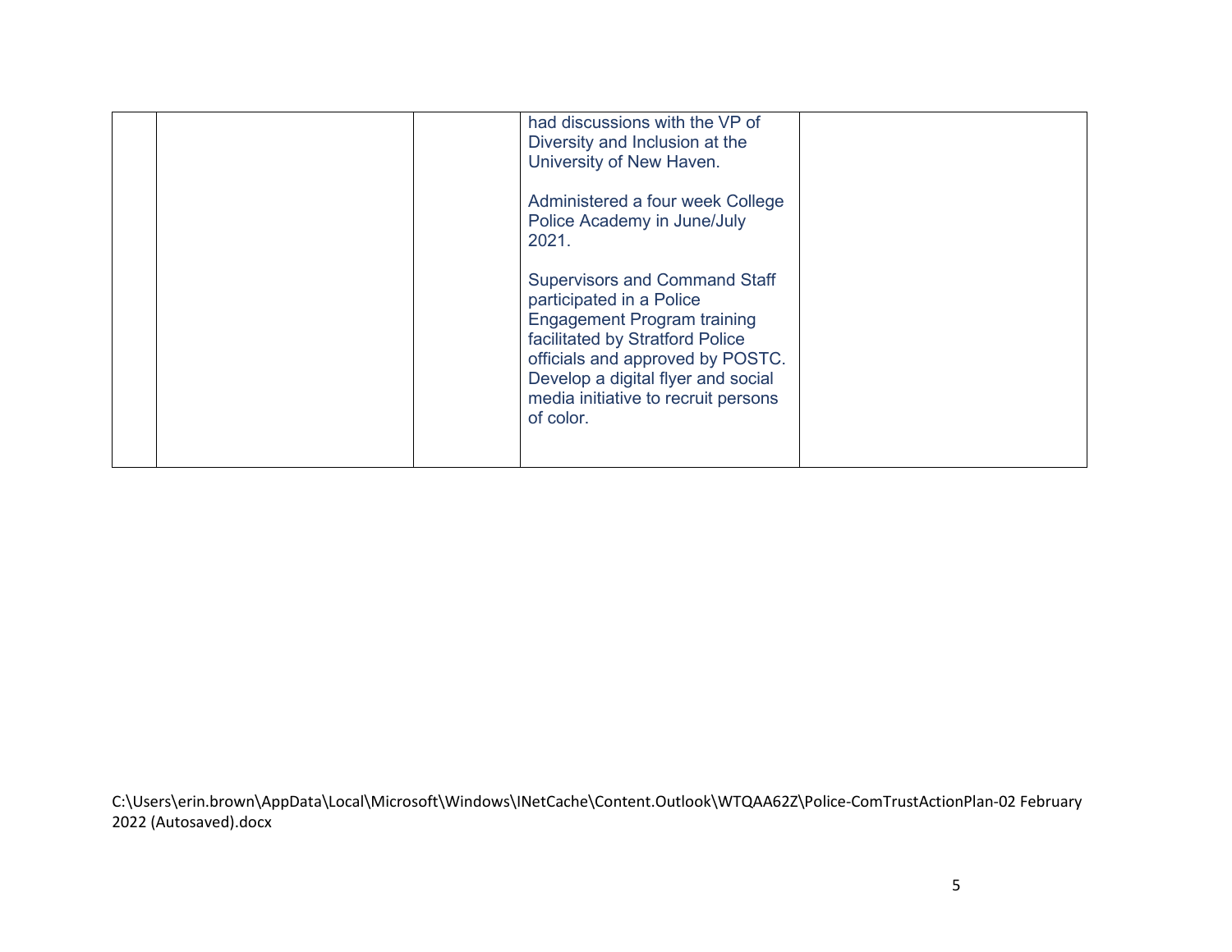| | | | | |
|---|---|---|---|---|
| | | | had discussions with the VP of Diversity and Inclusion at the University of New Haven.<br><br>Administered a four week College Police Academy in June/July 2021.<br><br>Supervisors and Command Staff participated in a Police Engagement Program training facilitated by Stratford Police officials and approved by POSTC. Develop a digital flyer and social media initiative to recruit persons of color. | |

C:\Users\erin.brown\AppData\Local\Microsoft\Windows\INetCache\Content.Outlook\WTQAA62Z\Police-ComTrustActionPlan-02 February 2022 (Autosaved).docx